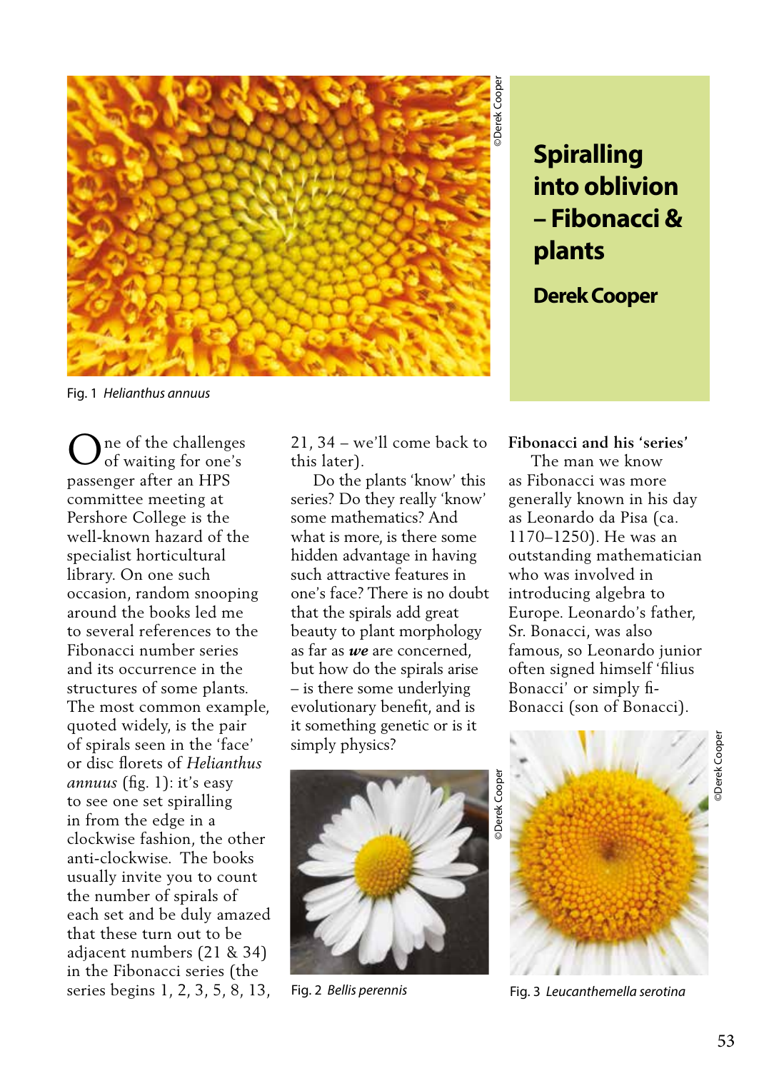# Spiralling into oblivion – Fibonacci & plants

**Derek Cooper**

Fig. 1 *Helianthus annuus*

One of the challenges of waiting for one's passenger after an HPS committee meeting at Pershore College is the well-known hazard of the specialist horticultural library. On one such occasion, random snooping around the books led me to several references to the Fibonacci number series and its occurrence in the structures of some plants. The most common example, quoted widely, is the pair of spirals seen in the 'face' or disc florets of *Helianthus annuus* (fig. 1): it's easy to see one set spiralling in from the edge in a clockwise fashion, the other anti-clockwise. The books usually invite you to count the number of spirals of each set and be duly amazed that these turn out to be adjacent numbers (21 & 34) in the Fibonacci series (the series begins 1, 2, 3, 5, 8, 13, 21, 34 – we'll come back to this later).

Do the plants 'know' this series? Do they really 'know' some mathematics? And what is more, is there some hidden advantage in having such attractive features in one's face? There is no doubt that the spirals add great beauty to plant morphology as far as ***we*** are concerned, but how do the spirals arise – is there some underlying evolutionary benefit, and is it something genetic or is it simply physics?

Fig. 2 *Bellis perennis*

### Fibonacci and his 'series'

The man we know as Fibonacci was more generally known in his day as Leonardo da Pisa (ca. 1170–1250). He was an outstanding mathematician who was involved in introducing algebra to Europe. Leonardo's father, Sr. Bonacci, was also famous, so Leonardo junior often signed himself 'filius Bonacci' or simply fi-Bonacci (son of Bonacci).

Fig. 3 *Leucanthemella serotina*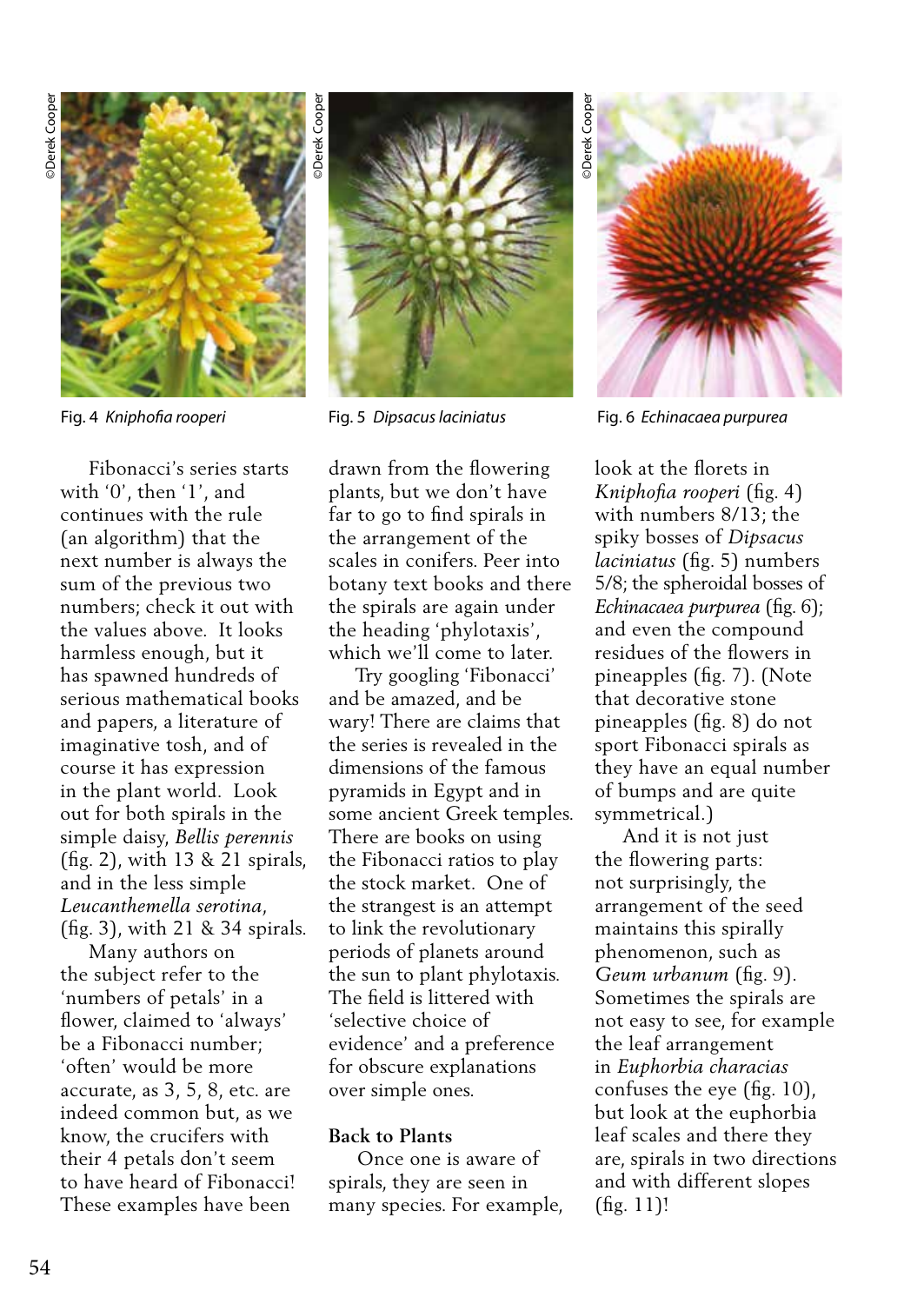©Derek Cooper

Fig. 4 *Kniphofia rooperi*

©Derek Cooper

Fig. 5 *Dipsacus laciniatus*

©Derek Cooper

Fig. 6 *Echinacaea purpurea*

Fibonacci's series starts with '0', then '1', and continues with the rule (an algorithm) that the next number is always the sum of the previous two numbers; check it out with the values above. It looks harmless enough, but it has spawned hundreds of serious mathematical books and papers, a literature of imaginative tosh, and of course it has expression in the plant world. Look out for both spirals in the simple daisy, *Bellis perennis* (fig. 2), with 13 & 21 spirals, and in the less simple *Leucanthemella serotina*, (fig. 3), with 21 & 34 spirals.

Many authors on the subject refer to the 'numbers of petals' in a flower, claimed to 'always' be a Fibonacci number; 'often' would be more accurate, as 3, 5, 8, etc. are indeed common but, as we know, the crucifers with their 4 petals don't seem to have heard of Fibonacci! These examples have been drawn from the flowering plants, but we don't have far to go to find spirals in the arrangement of the scales in conifers. Peer into botany text books and there the spirals are again under the heading 'phylotaxis', which we'll come to later.

Try googling 'Fibonacci' and be amazed, and be wary! There are claims that the series is revealed in the dimensions of the famous pyramids in Egypt and in some ancient Greek temples. There are books on using the Fibonacci ratios to play the stock market. One of the strangest is an attempt to link the revolutionary periods of planets around the sun to plant phylotaxis. The field is littered with 'selective choice of evidence' and a preference for obscure explanations over simple ones.

**Back to Plants**

Once one is aware of spirals, they are seen in many species. For example, look at the florets in *Kniphofia rooperi* (fig. 4) with numbers 8/13; the spiky bosses of *Dipsacus laciniatus* (fig. 5) numbers 5/8; the spheroidal bosses of *Echinacaea purpurea* (fig. 6); and even the compound residues of the flowers in pineapples (fig. 7). (Note that decorative stone pineapples (fig. 8) do not sport Fibonacci spirals as they have an equal number of bumps and are quite symmetrical.)

And it is not just the flowering parts: not surprisingly, the arrangement of the seed maintains this spirally phenomenon, such as *Geum urbanum* (fig. 9). Sometimes the spirals are not easy to see, for example the leaf arrangement in *Euphorbia characias* confuses the eye (fig. 10), but look at the euphorbia leaf scales and there they are, spirals in two directions and with different slopes (fig. 11)!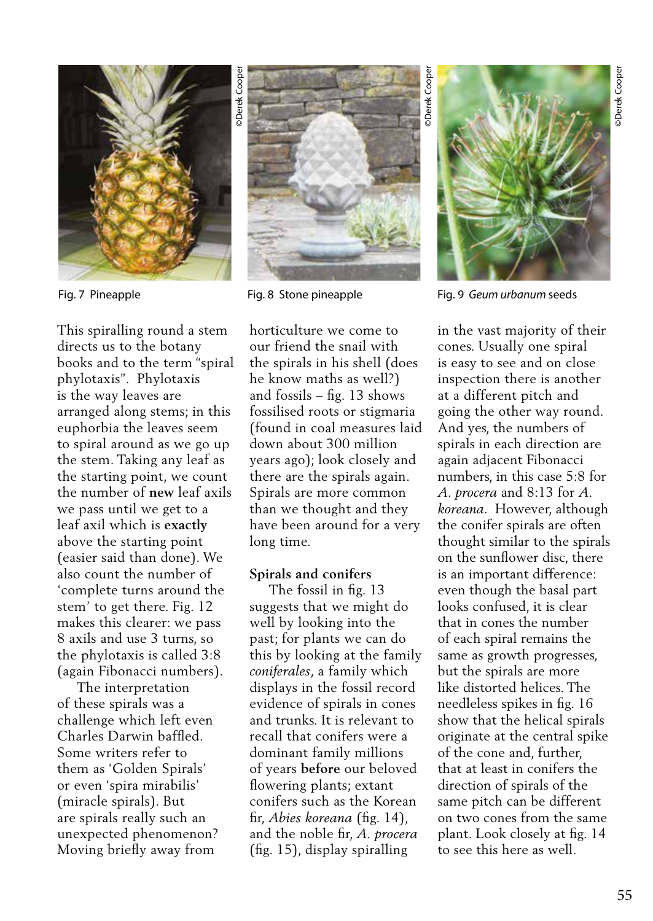Fig. 7 Pineapple

Fig. 8 Stone pineapple

Fig. 9 *Geum urbanum* seeds

This spiralling round a stem directs us to the botany books and to the term "spiral phylotaxis". Phylotaxis is the way leaves are arranged along stems; in this euphorbia the leaves seem to spiral around as we go up the stem. Taking any leaf as the starting point, we count the number of **new** leaf axils we pass until we get to a leaf axil which is **exactly** above the starting point (easier said than done). We also count the number of 'complete turns around the stem' to get there. Fig. 12 makes this clearer: we pass 8 axils and use 3 turns, so the phylotaxis is called 3:8 (again Fibonacci numbers).

The interpretation of these spirals was a challenge which left even Charles Darwin baffled. Some writers refer to them as 'Golden Spirals' or even 'spira mirabilis' (miracle spirals). But are spirals really such an unexpected phenomenon? Moving briefly away from horticulture we come to our friend the snail with the spirals in his shell (does he know maths as well?) and fossils – fig. 13 shows fossilised roots or stigmaria (found in coal measures laid down about 300 million years ago); look closely and there are the spirals again. Spirals are more common than we thought and they have been around for a very long time.

**Spirals and conifers**

The fossil in fig. 13 suggests that we might do well by looking into the past; for plants we can do this by looking at the family *coniferales*, a family which displays in the fossil record evidence of spirals in cones and trunks. It is relevant to recall that conifers were a dominant family millions of years **before** our beloved flowering plants; extant conifers such as the Korean fir, *Abies koreana* (fig. 14), and the noble fir, *A. procera* (fig. 15), display spiralling in the vast majority of their cones. Usually one spiral is easy to see and on close inspection there is another at a different pitch and going the other way round. And yes, the numbers of spirals in each direction are again adjacent Fibonacci numbers, in this case 5:8 for *A. procera* and 8:13 for *A. koreana*. However, although the conifer spirals are often thought similar to the spirals on the sunflower disc, there is an important difference: even though the basal part looks confused, it is clear that in cones the number of each spiral remains the same as growth progresses, but the spirals are more like distorted helices. The needleless spikes in fig. 16 show that the helical spirals originate at the central spike of the cone and, further, that at least in conifers the direction of spirals of the same pitch can be different on two cones from the same plant. Look closely at fig. 14 to see this here as well.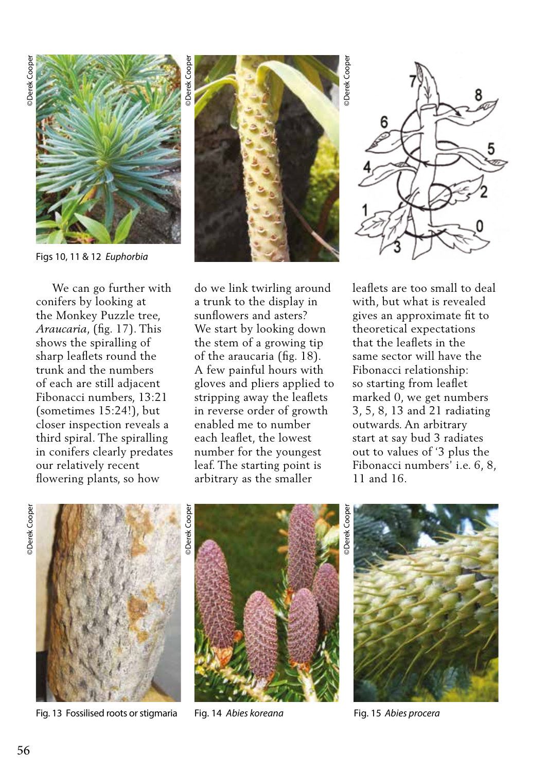Figs 10, 11 & 12 *Euphorbia*

We can go further with conifers by looking at the Monkey Puzzle tree, *Araucaria*, (fig. 17). This shows the spiralling of sharp leaflets round the trunk and the numbers of each are still adjacent Fibonacci numbers, 13:21 (sometimes 15:24!), but closer inspection reveals a third spiral. The spiralling in conifers clearly predates our relatively recent flowering plants, so how do we link twirling around a trunk to the display in sunflowers and asters? We start by looking down the stem of a growing tip of the araucaria (fig. 18). A few painful hours with gloves and pliers applied to stripping away the leaflets in reverse order of growth enabled me to number each leaflet, the lowest number for the youngest leaf. The starting point is arbitrary as the smaller leaflets are too small to deal with, but what is revealed gives an approximate fit to theoretical expectations that the leaflets in the same sector will have the Fibonacci relationship: so starting from leaflet marked 0, we get numbers 3, 5, 8, 13 and 21 radiating outwards. An arbitrary start at say bud 3 radiates out to values of '3 plus the Fibonacci numbers' i.e. 6, 8, 11 and 16.

Fig. 13 Fossilised roots or stigmaria

Fig. 14 *Abies koreana*

Fig. 15 *Abies procera*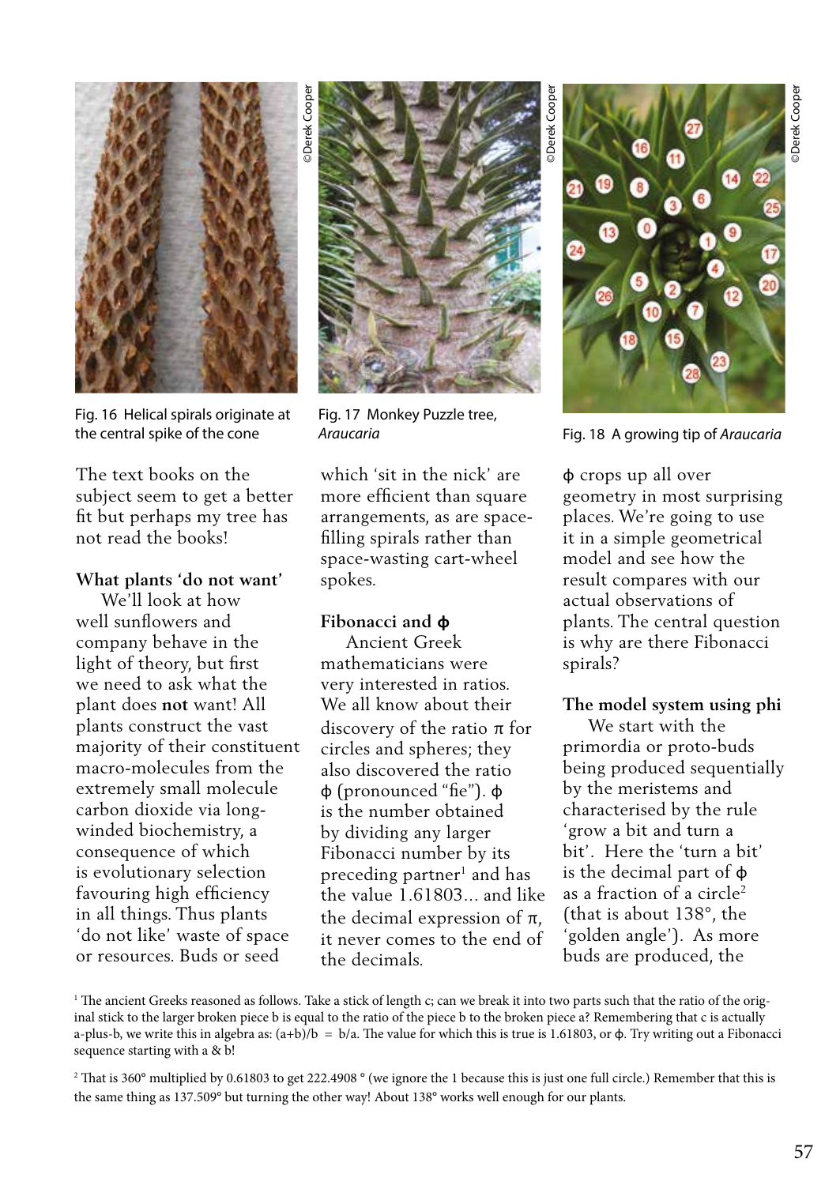Fig. 16 Helical spirals originate at the central spike of the cone

Fig. 17 Monkey Puzzle tree, *Araucaria*

Fig. 18 A growing tip of *Araucaria*

The text books on the subject seem to get a better fit but perhaps my tree has not read the books!

**What plants 'do not want'**

We'll look at how well sunflowers and company behave in the light of theory, but first we need to ask what the plant does **not** want! All plants construct the vast majority of their constituent macro-molecules from the extremely small molecule carbon dioxide via long-winded biochemistry, a consequence of which is evolutionary selection favouring high efficiency in all things. Thus plants 'do not like' waste of space or resources. Buds or seed which 'sit in the nick' are more efficient than square arrangements, as are space-filling spirals rather than space-wasting cart-wheel spokes.

**Fibonacci and ϕ**

Ancient Greek mathematicians were very interested in ratios. We all know about their discovery of the ratio π for circles and spheres; they also discovered the ratio ϕ (pronounced "fie"). ϕ is the number obtained by dividing any larger Fibonacci number by its preceding partner[1] and has the value 1.61803... and like the decimal expression of π, it never comes to the end of the decimals.

ϕ crops up all over geometry in most surprising places. We're going to use it in a simple geometrical model and see how the result compares with our actual observations of plants. The central question is why are there Fibonacci spirals?

**The model system using phi**

We start with the primordia or proto-buds being produced sequentially by the meristems and characterised by the rule 'grow a bit and turn a bit'. Here the 'turn a bit' is the decimal part of ϕ as a fraction of a circle[2] (that is about 138°, the 'golden angle'). As more buds are produced, the

[1] The ancient Greeks reasoned as follows. Take a stick of length c; can we break it into two parts such that the ratio of the original stick to the larger broken piece b is equal to the ratio of the piece b to the broken piece a? Remembering that c is actually a-plus-b, we write this in algebra as: $(a+b)/b = b/a$. The value for which this is true is 1.61803, or ϕ. Try writing out a Fibonacci sequence starting with a & b!

[2] That is 360° multiplied by 0.61803 to get 222.4908 ° (we ignore the 1 because this is just one full circle.) Remember that this is the same thing as 137.509° but turning the other way! About 138° works well enough for our plants.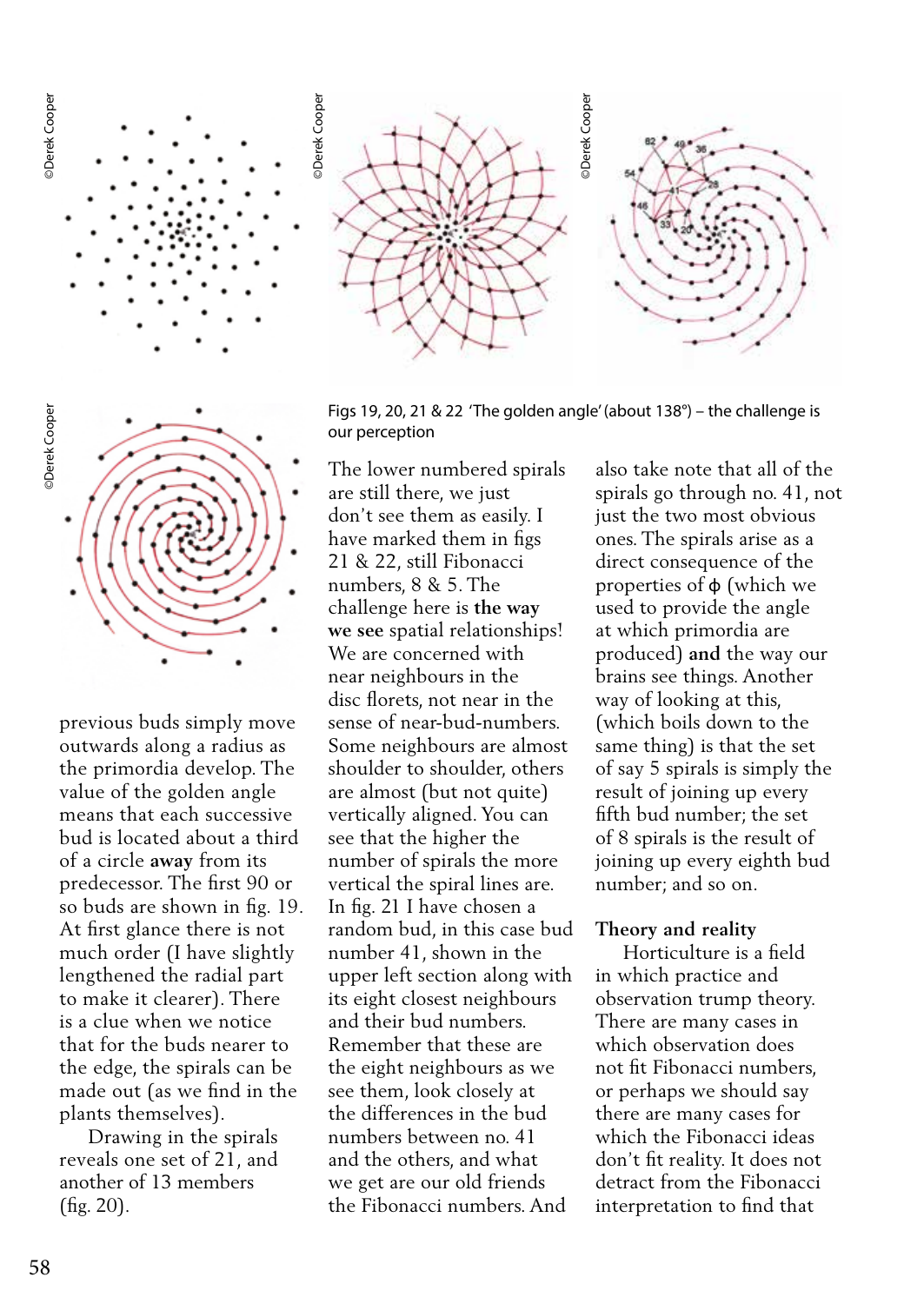Figs 19, 20, 21 & 22 'The golden angle' (about 138°) – the challenge is our perception

previous buds simply move outwards along a radius as the primordia develop. The value of the golden angle means that each successive bud is located about a third of a circle **away** from its predecessor. The first 90 or so buds are shown in fig. 19. At first glance there is not much order (I have slightly lengthened the radial part to make it clearer). There is a clue when we notice that for the buds nearer to the edge, the spirals can be made out (as we find in the plants themselves).

Drawing in the spirals reveals one set of 21, and another of 13 members (fig. 20).

The lower numbered spirals are still there, we just don't see them as easily. I have marked them in figs 21 & 22, still Fibonacci numbers, 8 & 5. The challenge here is **the way we see** spatial relationships! We are concerned with near neighbours in the disc florets, not near in the sense of near-bud-numbers. Some neighbours are almost shoulder to shoulder, others are almost (but not quite) vertically aligned. You can see that the higher the number of spirals the more vertical the spiral lines are. In fig. 21 I have chosen a random bud, in this case bud number 41, shown in the upper left section along with its eight closest neighbours and their bud numbers. Remember that these are the eight neighbours as we see them, look closely at the differences in the bud numbers between no. 41 and the others, and what we get are our old friends the Fibonacci numbers. And also take note that all of the spirals go through no. 41, not just the two most obvious ones. The spirals arise as a direct consequence of the properties of ϕ (which we used to provide the angle at which primordia are produced) **and** the way our brains see things. Another way of looking at this, (which boils down to the same thing) is that the set of say 5 spirals is simply the result of joining up every fifth bud number; the set of 8 spirals is the result of joining up every eighth bud number; and so on.

## Theory and reality

Horticulture is a field in which practice and observation trump theory. There are many cases in which observation does not fit Fibonacci numbers, or perhaps we should say there are many cases for which the Fibonacci ideas don't fit reality. It does not detract from the Fibonacci interpretation to find that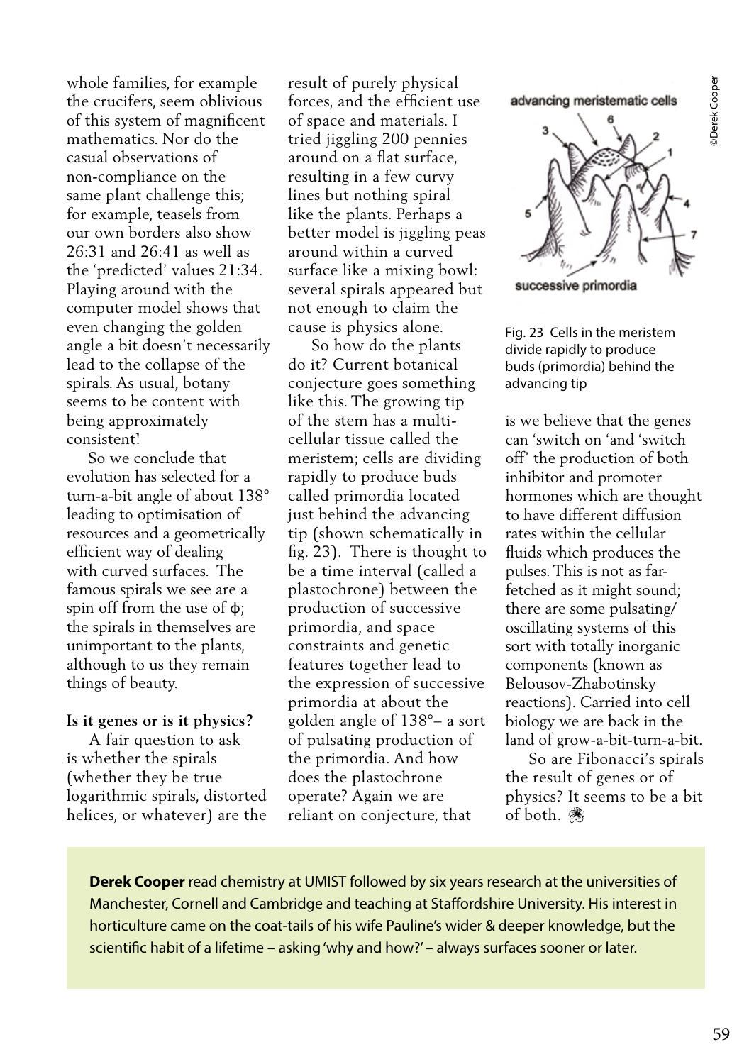whole families, for example the crucifers, seem oblivious of this system of magnificent mathematics. Nor do the casual observations of non-compliance on the same plant challenge this; for example, teasels from our own borders also show 26:31 and 26:41 as well as the 'predicted' values 21:34. Playing around with the computer model shows that even changing the golden angle a bit doesn't necessarily lead to the collapse of the spirals. As usual, botany seems to be content with being approximately consistent!

So we conclude that evolution has selected for a turn-a-bit angle of about 138° leading to optimisation of resources and a geometrically efficient way of dealing with curved surfaces. The famous spirals we see are a spin off from the use of ϕ; the spirals in themselves are unimportant to the plants, although to us they remain things of beauty.

**Is it genes or is it physics?**

A fair question to ask is whether the spirals (whether they be true logarithmic spirals, distorted helices, or whatever) are the result of purely physical forces, and the efficient use of space and materials. I tried jiggling 200 pennies around on a flat surface, resulting in a few curvy lines but nothing spiral like the plants. Perhaps a better model is jiggling peas around within a curved surface like a mixing bowl: several spirals appeared but not enough to claim the cause is physics alone.

So how do the plants do it? Current botanical conjecture goes something like this. The growing tip of the stem has a multi-cellular tissue called the meristem; cells are dividing rapidly to produce buds called primordia located just behind the advancing tip (shown schematically in fig. 23). There is thought to be a time interval (called a plastochrone) between the production of successive primordia, and space constraints and genetic features together lead to the expression of successive primordia at about the golden angle of 138°– a sort of pulsating production of the primordia. And how does the plastochrone operate? Again we are reliant on conjecture, that is we believe that the genes can 'switch on 'and 'switch off' the production of both inhibitor and promoter hormones which are thought to have different diffusion rates within the cellular fluids which produces the pulses. This is not as far-fetched as it might sound; there are some pulsating/oscillating systems of this sort with totally inorganic components (known as Belousov-Zhabotinsky reactions). Carried into cell biology we are back in the land of grow-a-bit-turn-a-bit.

advancing meristematic cells

3 6 2 1 5 4 7

successive primordia

Fig. 23 Cells in the meristem divide rapidly to produce buds (primordia) behind the advancing tip

©Derek Cooper

So are Fibonacci's spirals the result of genes or of physics? It seems to be a bit of both.

**Derek Cooper** read chemistry at UMIST followed by six years research at the universities of Manchester, Cornell and Cambridge and teaching at Staffordshire University. His interest in horticulture came on the coat-tails of his wife Pauline's wider & deeper knowledge, but the scientific habit of a lifetime – asking 'why and how?' – always surfaces sooner or later.